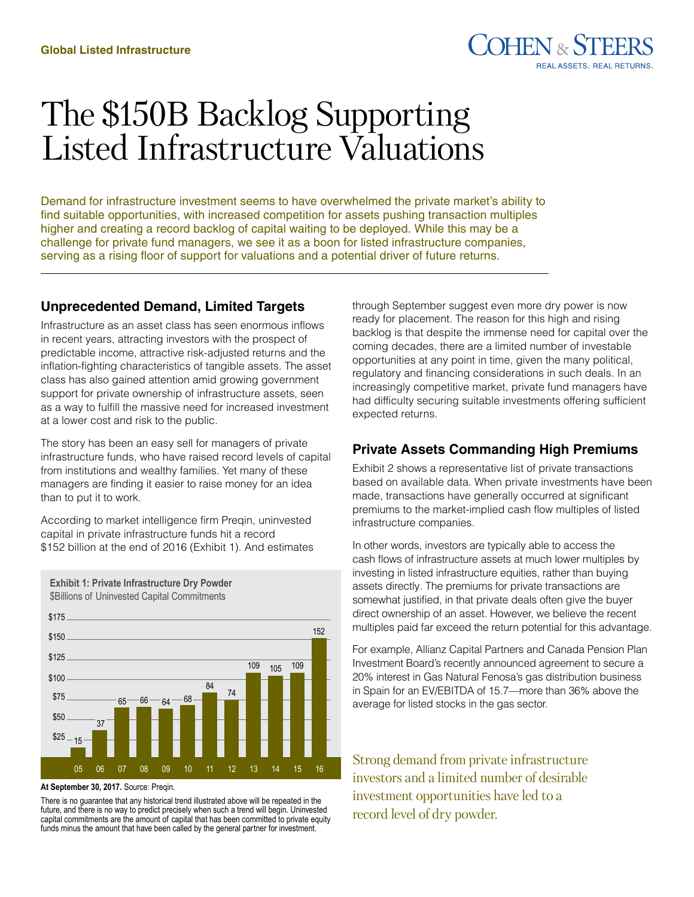Global Listed Infrastructure

# The $150B Backlog Supporting Listed Infrastructure Valuations

Demand for infrastructure investment seems to have overwhelmed the private market's ability to find suitable opportunities, with increased competition for assets pushing transaction multiples higher and creating a record backlog of capital waiting to be deployed. While this may be a challenge for private fund managers, we see it as a boon for listed infrastructure companies, serving as a rising floor of support for valuations and a potential driver of future returns.

## Unprecedented Demand, Limited Targets

Infrastructure as an asset class has seen enormous inflows in recent years, attracting investors with the prospect of predictable income, attractive risk-adjusted returns and the inflation-fighting characteristics of tangible assets. The asset class has also gained attention amid growing government support for private ownership of infrastructure assets, seen as a way to fulfill the massive need for increased investment at a lower cost and risk to the public.

The story has been an easy sell for managers of private infrastructure funds, who have raised record levels of capital from institutions and wealthy families. Yet many of these managers are finding it easier to raise money for an idea than to put it to work.

According to market intelligence firm Preqin, uninvested capital in private infrastructure funds hit a record $152 billion at the end of 2016 (Exhibit 1). And estimates through September suggest even more dry power is now ready for placement. The reason for this high and rising backlog is that despite the immense need for capital over the coming decades, there are a limited number of investable opportunities at any point in time, given the many political, regulatory and financing considerations in such deals. In an increasingly competitive market, private fund managers have had difficulty securing suitable investments offering sufficient expected returns.

**Exhibit 1: Private Infrastructure Dry Powder**
$Billions of Uninvested Capital Commitments

| Year | 05 | 06 | 07 | 08 | 09 | 10 | 11 | 12 | 13 | 14 | 15 | 16 |
|---|---|---|---|---|---|---|---|---|---|---|---|---|
| $Billions | 15 | 37 | 65 | 66 | 64 | 68 | 84 | 74 | 109 | 105 | 109 | 152 |

**At September 30, 2017.** Source: Preqin.

There is no guarantee that any historical trend illustrated above will be repeated in the future, and there is no way to predict precisely when such a trend will begin. Uninvested capital commitments are the amount of capital that has been committed to private equity funds minus the amount that have been called by the general partner for investment.

## Private Assets Commanding High Premiums

Exhibit 2 shows a representative list of private transactions based on available data. When private investments have been made, transactions have generally occurred at significant premiums to the market-implied cash flow multiples of listed infrastructure companies.

In other words, investors are typically able to access the cash flows of infrastructure assets at much lower multiples by investing in listed infrastructure equities, rather than buying assets directly. The premiums for private transactions are somewhat justified, in that private deals often give the buyer direct ownership of an asset. However, we believe the recent multiples paid far exceed the return potential for this advantage.

For example, Allianz Capital Partners and Canada Pension Plan Investment Board's recently announced agreement to secure a 20% interest in Gas Natural Fenosa's gas distribution business in Spain for an EV/EBITDA of 15.7—more than 36% above the average for listed stocks in the gas sector.

Strong demand from private infrastructure investors and a limited number of desirable investment opportunities have led to a record level of dry powder.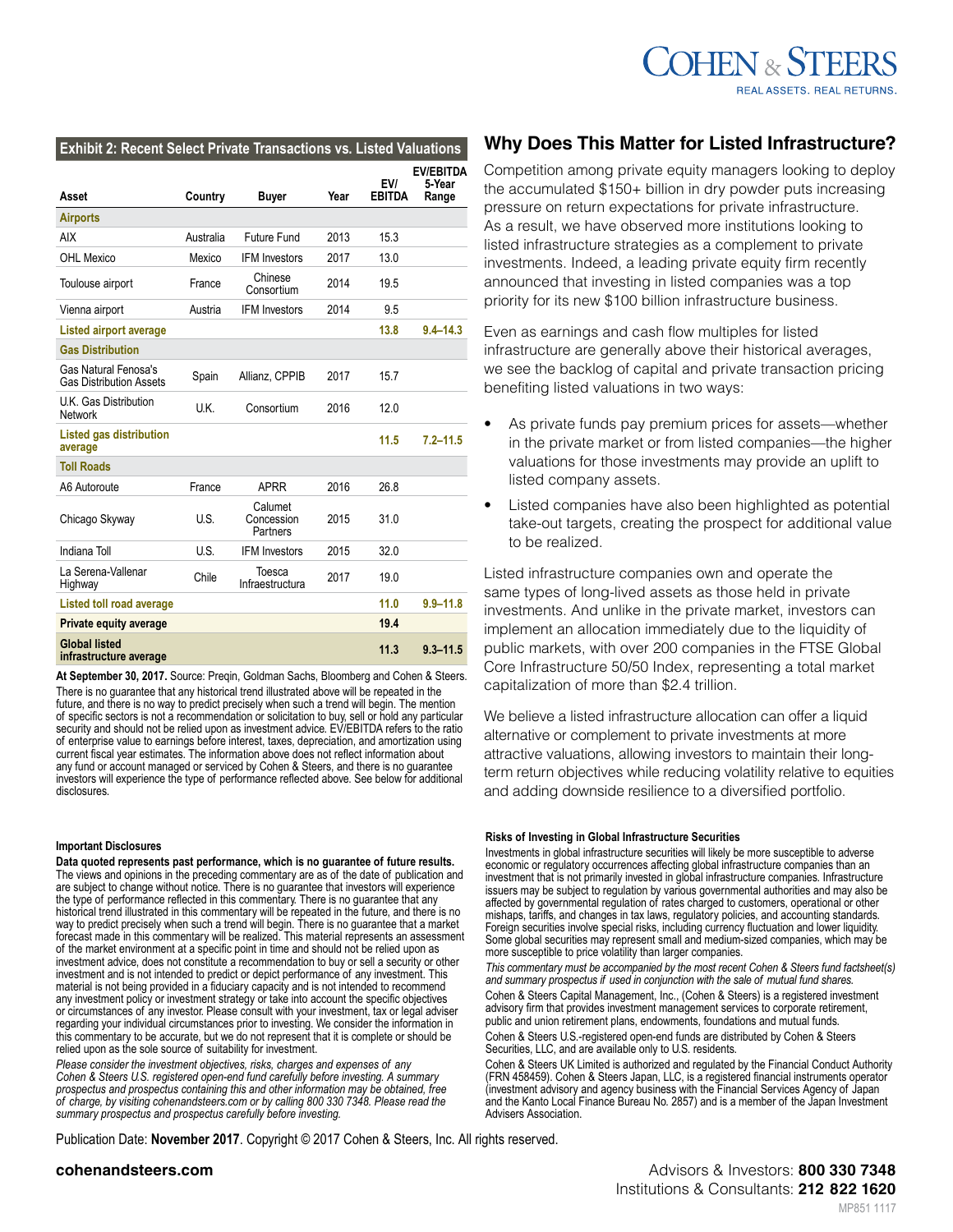### Exhibit 2: Recent Select Private Transactions vs. Listed Valuations

| Asset | Country | Buyer | Year | EV/ EBITDA | EV/EBITDA 5-Year Range |
|---|---|---|---|---|---|
| **Airports** | | | | | |
| AIX | Australia | Future Fund | 2013 | 15.3 | |
| OHL Mexico | Mexico | IFM Investors | 2017 | 13.0 | |
| Toulouse airport | France | Chinese Consortium | 2014 | 19.5 | |
| Vienna airport | Austria | IFM Investors | 2014 | 9.5 | |
| **Listed airport average** | | | | **13.8** | **9.4–14.3** |
| **Gas Distribution** | | | | | |
| Gas Natural Fenosa's Gas Distribution Assets | Spain | Allianz, CPPIB | 2017 | 15.7 | |
| U.K. Gas Distribution Network | U.K. | Consortium | 2016 | 12.0 | |
| **Listed gas distribution average** | | | | **11.5** | **7.2–11.5** |
| **Toll Roads** | | | | | |
| A6 Autoroute | France | APRR | 2016 | 26.8 | |
| Chicago Skyway | U.S. | Calumet Concession Partners | 2015 | 31.0 | |
| Indiana Toll | U.S. | IFM Investors | 2015 | 32.0 | |
| La Serena-Vallenar Highway | Chile | Toesca Infraestructura | 2017 | 19.0 | |
| **Listed toll road average** | | | | **11.0** | **9.9–11.8** |
| **Private equity average** | | | | **19.4** | |
| **Global listed infrastructure average** | | | | **11.3** | **9.3–11.5** |

**At September 30, 2017.** Source: Preqin, Goldman Sachs, Bloomberg and Cohen & Steers.

There is no guarantee that any historical trend illustrated above will be repeated in the future, and there is no way to predict precisely when such a trend will begin. The mention of specific sectors is not a recommendation or solicitation to buy, sell or hold any particular security and should not be relied upon as investment advice. EV/EBITDA refers to the ratio of enterprise value to earnings before interest, taxes, depreciation, and amortization using current fiscal year estimates. The information above does not reflect information about any fund or account managed or serviced by Cohen & Steers, and there is no guarantee investors will experience the type of performance reflected above. See below for additional disclosures.

## Why Does This Matter for Listed Infrastructure?

Competition among private equity managers looking to deploy the accumulated $150+ billion in dry powder puts increasing pressure on return expectations for private infrastructure. As a result, we have observed more institutions looking to listed infrastructure strategies as a complement to private investments. Indeed, a leading private equity firm recently announced that investing in listed companies was a top priority for its new $100 billion infrastructure business.

Even as earnings and cash flow multiples for listed infrastructure are generally above their historical averages, we see the backlog of capital and private transaction pricing benefiting listed valuations in two ways:

- As private funds pay premium prices for assets—whether in the private market or from listed companies—the higher valuations for those investments may provide an uplift to listed company assets.
- Listed companies have also been highlighted as potential take-out targets, creating the prospect for additional value to be realized.

Listed infrastructure companies own and operate the same types of long-lived assets as those held in private investments. And unlike in the private market, investors can implement an allocation immediately due to the liquidity of public markets, with over 200 companies in the FTSE Global Core Infrastructure 50/50 Index, representing a total market capitalization of more than $2.4 trillion.

We believe a listed infrastructure allocation can offer a liquid alternative or complement to private investments at more attractive valuations, allowing investors to maintain their long-term return objectives while reducing volatility relative to equities and adding downside resilience to a diversified portfolio.

#### Important Disclosures

**Data quoted represents past performance, which is no guarantee of future results.** The views and opinions in the preceding commentary are as of the date of publication and are subject to change without notice. There is no guarantee that investors will experience the type of performance reflected in this commentary. There is no guarantee that any historical trend illustrated in this commentary will be repeated in the future, and there is no way to predict precisely when such a trend will begin. There is no guarantee that a market forecast made in this commentary will be realized. This material represents an assessment of the market environment at a specific point in time and should not be relied upon as investment advice, does not constitute a recommendation to buy or sell a security or other investment and is not intended to predict or depict performance of any investment. This material is not being provided in a fiduciary capacity and is not intended to recommend any investment policy or investment strategy or take into account the specific objectives or circumstances of any investor. Please consult with your investment, tax or legal adviser regarding your individual circumstances prior to investing. We consider the information in this commentary to be accurate, but we do not represent that it is complete or should be relied upon as the sole source of suitability for investment.

*Please consider the investment objectives, risks, charges and expenses of any Cohen & Steers U.S. registered open-end fund carefully before investing. A summary prospectus and prospectus containing this and other information may be obtained, free of charge, by visiting cohenandsteers.com or by calling 800 330 7348. Please read the summary prospectus and prospectus carefully before investing.*

#### Risks of Investing in Global Infrastructure Securities

Investments in global infrastructure securities will likely be more susceptible to adverse economic or regulatory occurrences affecting global infrastructure companies than an investment that is not primarily invested in global infrastructure companies. Infrastructure issuers may be subject to regulation by various governmental authorities and may also be affected by governmental regulation of rates charged to customers, operational or other mishaps, tariffs, and changes in tax laws, regulatory policies, and accounting standards. Foreign securities involve special risks, including currency fluctuation and lower liquidity. Some global securities may represent small and medium-sized companies, which may be more susceptible to price volatility than larger companies.

*This commentary must be accompanied by the most recent Cohen & Steers fund factsheet(s) and summary prospectus if used in conjunction with the sale of mutual fund shares.*

Cohen & Steers Capital Management, Inc., (Cohen & Steers) is a registered investment advisory firm that provides investment management services to corporate retirement, public and union retirement plans, endowments, foundations and mutual funds.

Cohen & Steers U.S.-registered open-end funds are distributed by Cohen & Steers Securities, LLC, and are available only to U.S. residents.

Cohen & Steers UK Limited is authorized and regulated by the Financial Conduct Authority (FRN 458459). Cohen & Steers Japan, LLC, is a registered financial instruments operator (investment advisory and agency business with the Financial Services Agency of Japan and the Kanto Local Finance Bureau No. 2857) and is a member of the Japan Investment Advisers Association.

Publication Date: **November 2017**. Copyright © 2017 Cohen & Steers, Inc. All rights reserved.

**cohenandsteers.com**

Advisors & Investors: **800 330 7348**
Institutions & Consultants: **212 822 1620**

MP851 1117